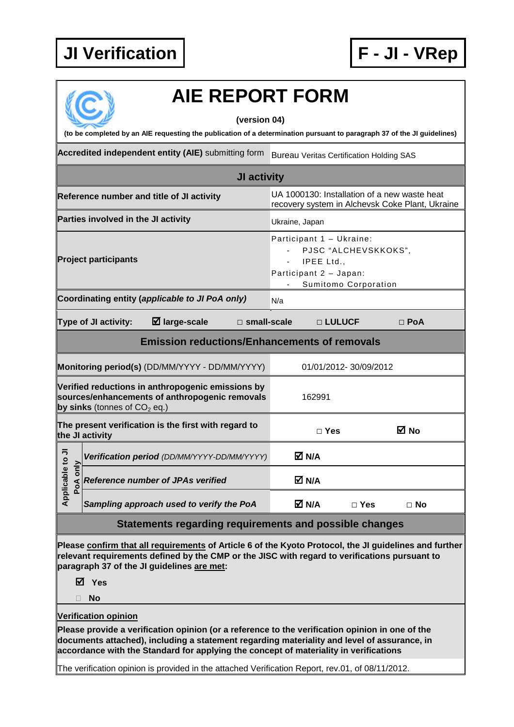**JI Verification** | **F - JI - VRep**

# AIE REPORT FORM

**(version 04)**

**(to be completed by an AIE requesting the publication of a determination pursuant to paragraph 37 of the JI guidelines)**

| | |
|---|---|
| **Accredited independent entity (AIE)** submitting form | Bureau Veritas Certification Holding SAS |
| **JI activity** | |
| **Reference number and title of JI activity** | UA 1000130: Installation of a new waste heat recovery system in Alchevsk Coke Plant, Ukraine |
| **Parties involved in the JI activity** | Ukraine, Japan |
| **Project participants** | Participant 1 – Ukraine:<br>- PJSC "ALCHEVSKKOKS",<br>- IPEE Ltd.,<br>Participant 2 – Japan:<br>- Sumitomo Corporation |
| **Coordinating entity (*applicable to JI PoA only*)** | N/a |
| **Type of JI activity:** ☑ **large-scale** □ **small-scale** □ **LULUCF** □ **PoA** | |

| | |
|---|---|
| **Emission reductions/Enhancements of removals** | |
| **Monitoring period(s)** (DD/MM/YYYY - DD/MM/YYYY) | 01/01/2012- 30/09/2012 |
| **Verified reductions in anthropogenic emissions by sources/enhancements of anthropogenic removals by sinks** (tonnes of $CO_2$ eq.) | 162991 |
| **The present verification is the first with regard to the JI activity** | □ Yes ☑ No |
| **Applicable to JI PoA only:** ***Verification period** (DD/MM/YYYY-DD/MM/YYYY)* | ☑ N/A |
| **Applicable to JI PoA only:** ***Reference number of JPAs verified*** | ☑ N/A |
| **Applicable to JI PoA only:** ***Sampling approach used to verify the PoA*** | ☑ N/A □ Yes □ No |

**Statements regarding requirements and possible changes**

**Please confirm that all requirements of Article 6 of the Kyoto Protocol, the JI guidelines and further relevant requirements defined by the CMP or the JISC with regard to verifications pursuant to paragraph 37 of the JI guidelines are met:**

☑ **Yes**

□ **No**

**Verification opinion**

**Please provide a verification opinion (or a reference to the verification opinion in one of the documents attached), including a statement regarding materiality and level of assurance, in accordance with the Standard for applying the concept of materiality in verifications**

The verification opinion is provided in the attached Verification Report, rev.01, of 08/11/2012.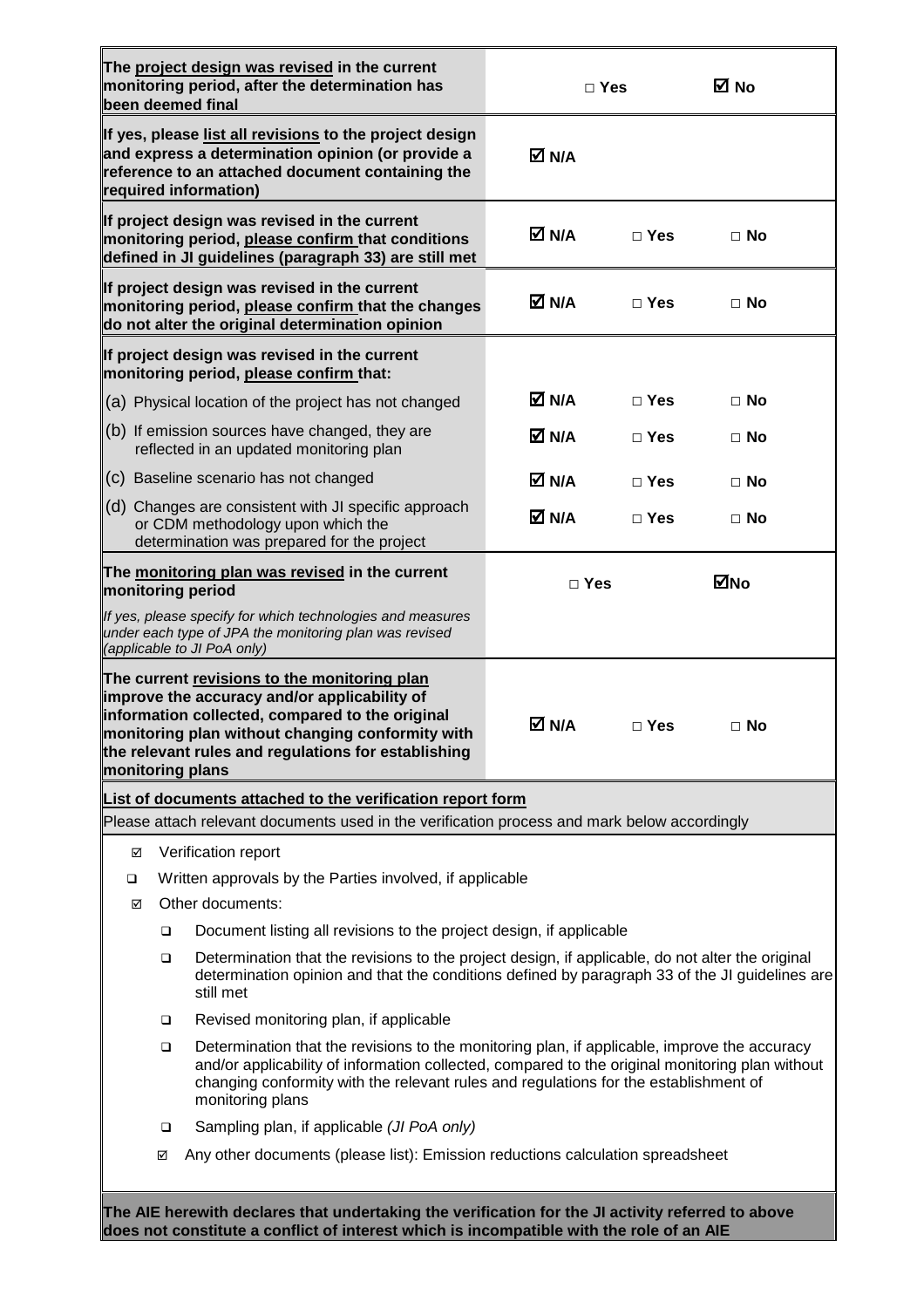| | | | |
|---|---|---|---|
| **The project design was revised in the current monitoring period, after the determination has been deemed final** | □ **Yes** | | ☑ **No** |
| **If yes, please list all revisions to the project design and express a determination opinion (or provide a reference to an attached document containing the required information)** | ☑ **N/A** | | |
| **If project design was revised in the current monitoring period, please confirm that conditions defined in JI guidelines (paragraph 33) are still met** | ☑ **N/A** | □ **Yes** | □ **No** |
| **If project design was revised in the current monitoring period, please confirm that the changes do not alter the original determination opinion** | ☑ **N/A** | □ **Yes** | □ **No** |
| **If project design was revised in the current monitoring period, please confirm that:** | | | |
| (a) Physical location of the project has not changed | ☑ **N/A** | □ **Yes** | □ **No** |
| (b) If emission sources have changed, they are reflected in an updated monitoring plan | ☑ **N/A** | □ **Yes** | □ **No** |
| (c) Baseline scenario has not changed | ☑ **N/A** | □ **Yes** | □ **No** |
| (d) Changes are consistent with JI specific approach or CDM methodology upon which the determination was prepared for the project | ☑ **N/A** | □ **Yes** | □ **No** |
| **The monitoring plan was revised in the current monitoring period**<br>*If yes, please specify for which technologies and measures under each type of JPA the monitoring plan was revised (applicable to JI PoA only)* | □ **Yes** | | ☑**No** |
| **The current revisions to the monitoring plan improve the accuracy and/or applicability of information collected, compared to the original monitoring plan without changing conformity with the relevant rules and regulations for establishing monitoring plans** | ☑ **N/A** | □ **Yes** | □ **No** |

**List of documents attached to the verification report form**

Please attach relevant documents used in the verification process and mark below accordingly

- ☑ Verification report
- ❑ Written approvals by the Parties involved, if applicable
- ☑ Other documents:
  - ❑ Document listing all revisions to the project design, if applicable
  - ❑ Determination that the revisions to the project design, if applicable, do not alter the original determination opinion and that the conditions defined by paragraph 33 of the JI guidelines are still met
  - ❑ Revised monitoring plan, if applicable
  - ❑ Determination that the revisions to the monitoring plan, if applicable, improve the accuracy and/or applicability of information collected, compared to the original monitoring plan without changing conformity with the relevant rules and regulations for the establishment of monitoring plans
  - ❑ Sampling plan, if applicable *(JI PoA only)*
  - ☑ Any other documents (please list): Emission reductions calculation spreadsheet

**The AIE herewith declares that undertaking the verification for the JI activity referred to above does not constitute a conflict of interest which is incompatible with the role of an AIE**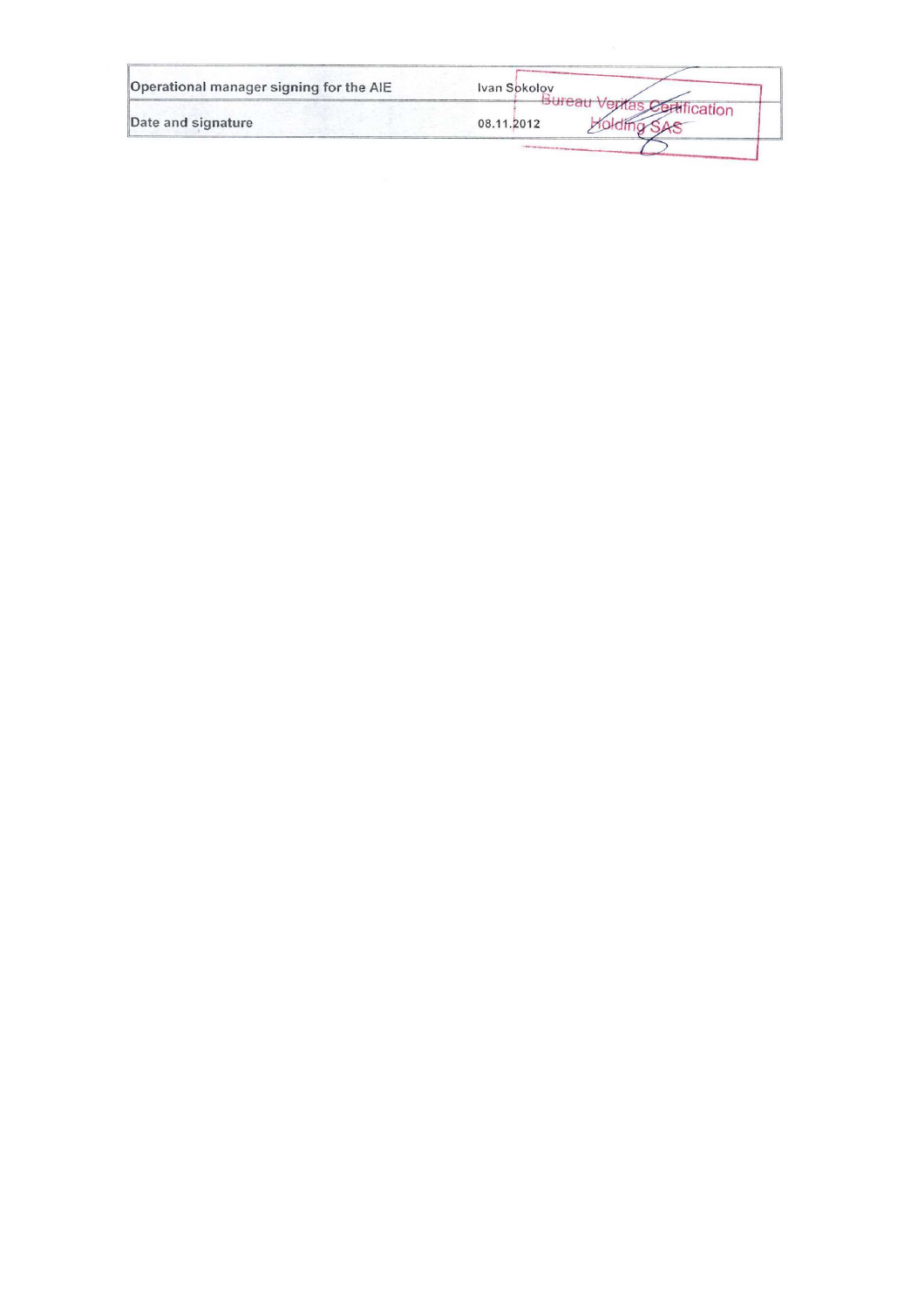| | |
|---|---|
| Operational manager signing for the AIE | Ivan Sokolov |
| Date and signature | 08.11.2012 |

Bureau Veritas Certification Holding SAS